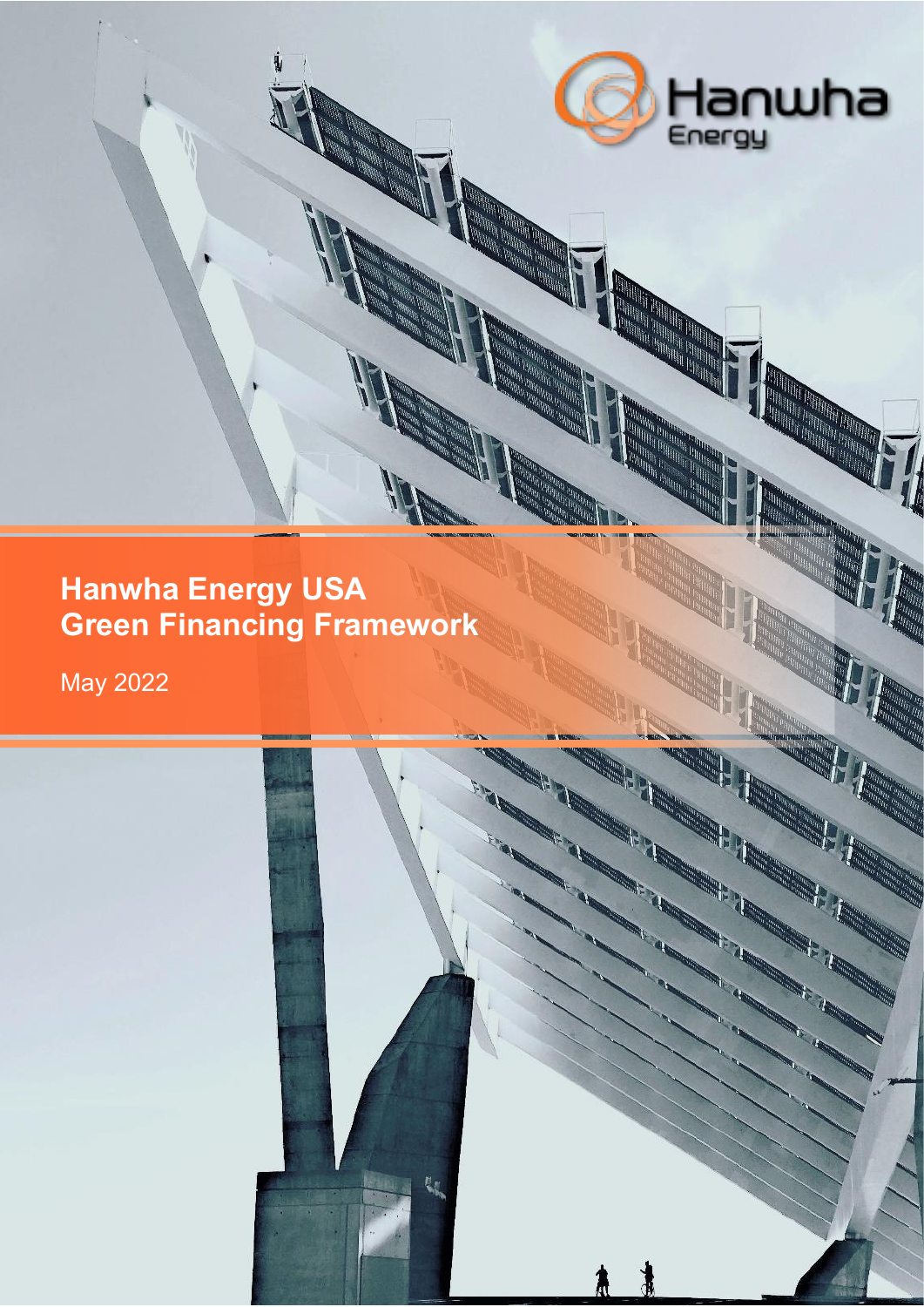Hanwha Energy

# Hanwha Energy USA Green Financing Framework

May 2022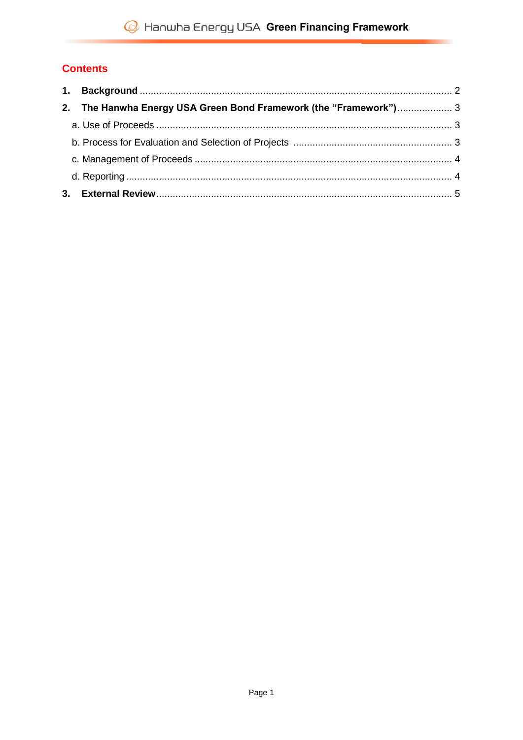## Contents

1. **Background** .......... 2
2. **The Hanwha Energy USA Green Bond Framework (the "Framework")** .......... 3
   - a. Use of Proceeds .......... 3
   - b. Process for Evaluation and Selection of Projects .......... 3
   - c. Management of Proceeds .......... 4
   - d. Reporting .......... 4
3. **External Review** .......... 5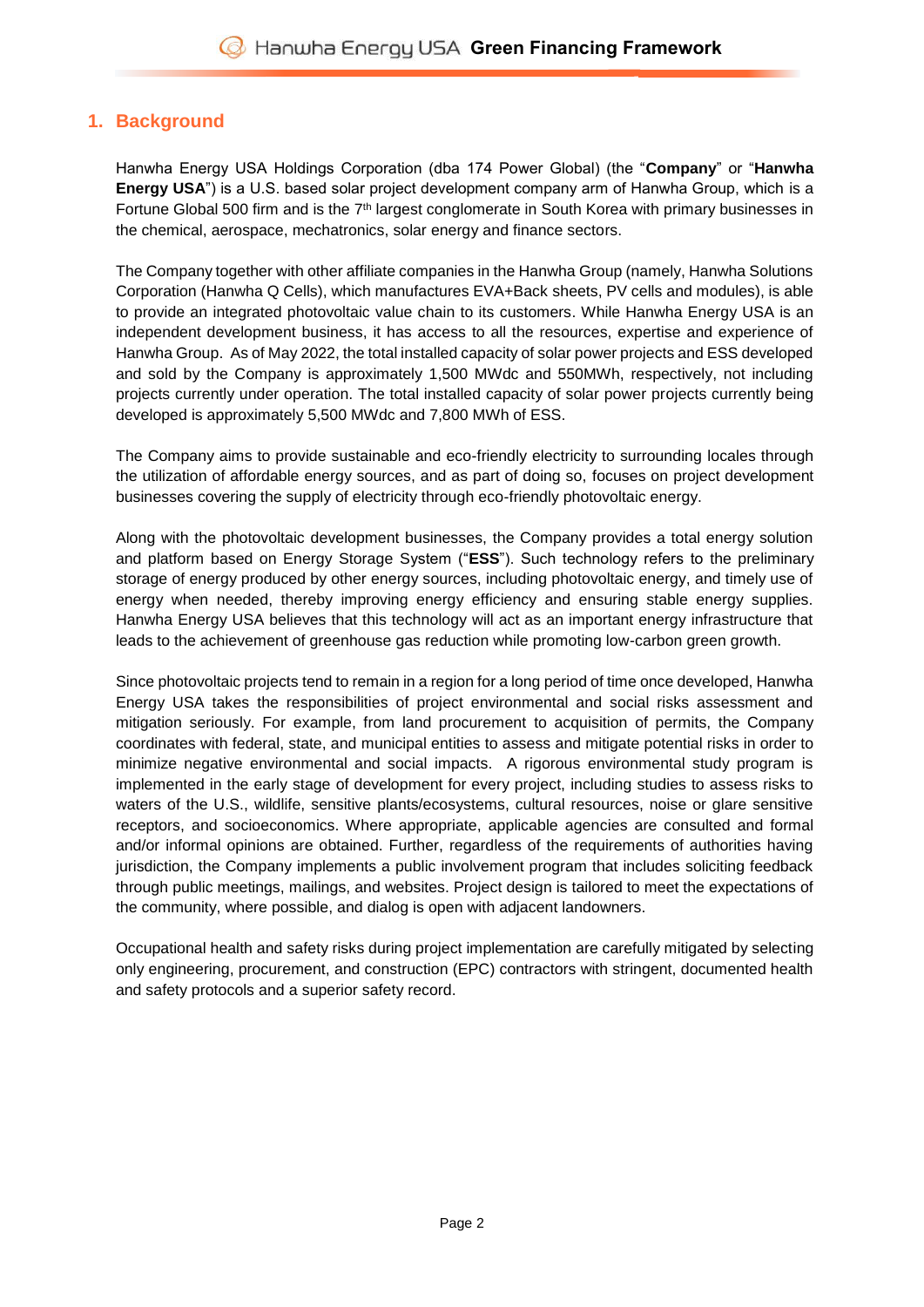## 1. Background

Hanwha Energy USA Holdings Corporation (dba 174 Power Global) (the "**Company**" or "**Hanwha Energy USA**") is a U.S. based solar project development company arm of Hanwha Group, which is a Fortune Global 500 firm and is the 7th largest conglomerate in South Korea with primary businesses in the chemical, aerospace, mechatronics, solar energy and finance sectors.

The Company together with other affiliate companies in the Hanwha Group (namely, Hanwha Solutions Corporation (Hanwha Q Cells), which manufactures EVA+Back sheets, PV cells and modules), is able to provide an integrated photovoltaic value chain to its customers. While Hanwha Energy USA is an independent development business, it has access to all the resources, expertise and experience of Hanwha Group. As of May 2022, the total installed capacity of solar power projects and ESS developed and sold by the Company is approximately 1,500 MWdc and 550MWh, respectively, not including projects currently under operation. The total installed capacity of solar power projects currently being developed is approximately 5,500 MWdc and 7,800 MWh of ESS.

The Company aims to provide sustainable and eco-friendly electricity to surrounding locales through the utilization of affordable energy sources, and as part of doing so, focuses on project development businesses covering the supply of electricity through eco-friendly photovoltaic energy.

Along with the photovoltaic development businesses, the Company provides a total energy solution and platform based on Energy Storage System ("**ESS**"). Such technology refers to the preliminary storage of energy produced by other energy sources, including photovoltaic energy, and timely use of energy when needed, thereby improving energy efficiency and ensuring stable energy supplies. Hanwha Energy USA believes that this technology will act as an important energy infrastructure that leads to the achievement of greenhouse gas reduction while promoting low-carbon green growth.

Since photovoltaic projects tend to remain in a region for a long period of time once developed, Hanwha Energy USA takes the responsibilities of project environmental and social risks assessment and mitigation seriously. For example, from land procurement to acquisition of permits, the Company coordinates with federal, state, and municipal entities to assess and mitigate potential risks in order to minimize negative environmental and social impacts. A rigorous environmental study program is implemented in the early stage of development for every project, including studies to assess risks to waters of the U.S., wildlife, sensitive plants/ecosystems, cultural resources, noise or glare sensitive receptors, and socioeconomics. Where appropriate, applicable agencies are consulted and formal and/or informal opinions are obtained. Further, regardless of the requirements of authorities having jurisdiction, the Company implements a public involvement program that includes soliciting feedback through public meetings, mailings, and websites. Project design is tailored to meet the expectations of the community, where possible, and dialog is open with adjacent landowners.

Occupational health and safety risks during project implementation are carefully mitigated by selecting only engineering, procurement, and construction (EPC) contractors with stringent, documented health and safety protocols and a superior safety record.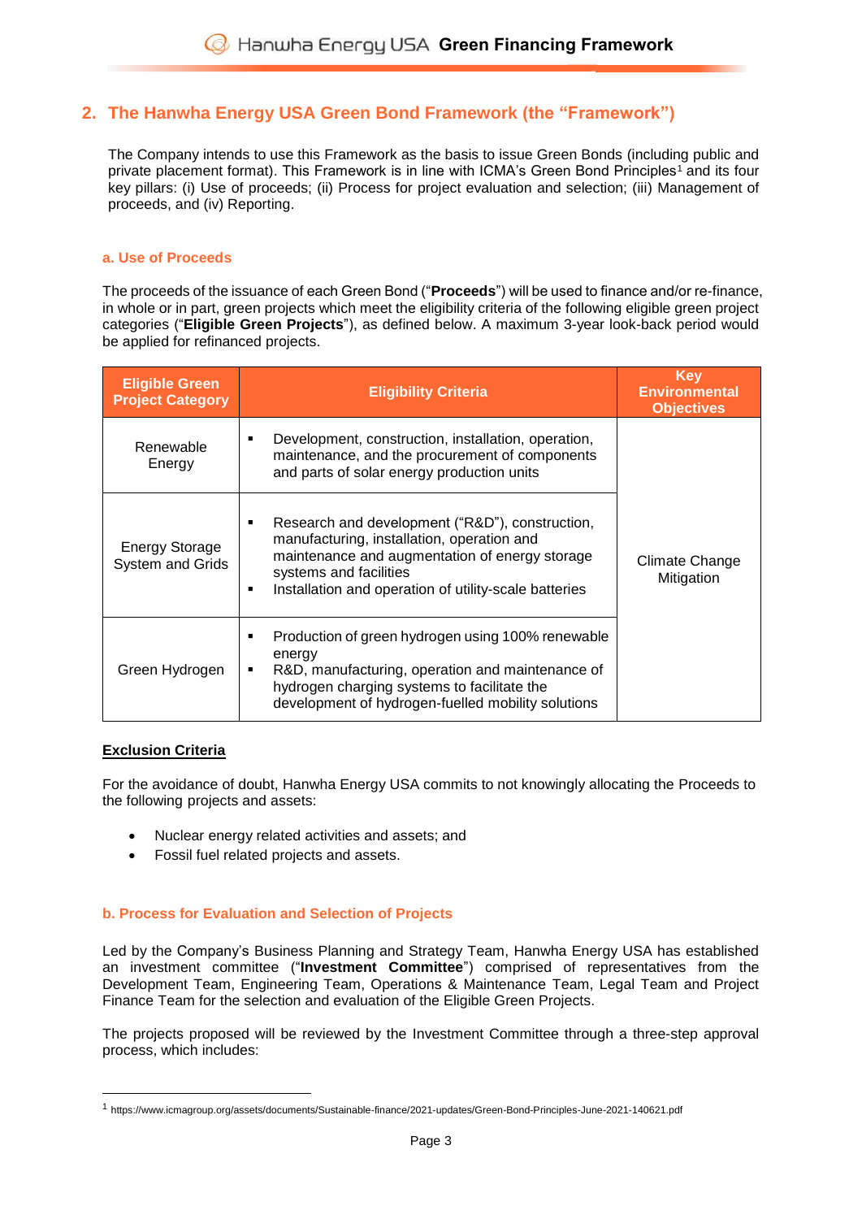## 2. The Hanwha Energy USA Green Bond Framework (the "Framework")

The Company intends to use this Framework as the basis to issue Green Bonds (including public and private placement format). This Framework is in line with ICMA's Green Bond Principles[1] and its four key pillars: (i) Use of proceeds; (ii) Process for project evaluation and selection; (iii) Management of proceeds, and (iv) Reporting.

### a. Use of Proceeds

The proceeds of the issuance of each Green Bond ("**Proceeds**") will be used to finance and/or re-finance, in whole or in part, green projects which meet the eligibility criteria of the following eligible green project categories ("**Eligible Green Projects**"), as defined below. A maximum 3-year look-back period would be applied for refinanced projects.

| Eligible Green Project Category | Eligibility Criteria | Key Environmental Objectives |
|---|---|---|
| Renewable Energy | ▪ Development, construction, installation, operation, maintenance, and the procurement of components and parts of solar energy production units | Climate Change Mitigation |
| Energy Storage System and Grids | ▪ Research and development ("R&D"), construction, manufacturing, installation, operation and maintenance and augmentation of energy storage systems and facilities<br>▪ Installation and operation of utility-scale batteries | |
| Green Hydrogen | ▪ Production of green hydrogen using 100% renewable energy<br>▪ R&D, manufacturing, operation and maintenance of hydrogen charging systems to facilitate the development of hydrogen-fuelled mobility solutions | |

**Exclusion Criteria**

For the avoidance of doubt, Hanwha Energy USA commits to not knowingly allocating the Proceeds to the following projects and assets:

- Nuclear energy related activities and assets; and
- Fossil fuel related projects and assets.

### b. Process for Evaluation and Selection of Projects

Led by the Company's Business Planning and Strategy Team, Hanwha Energy USA has established an investment committee ("**Investment Committee**") comprised of representatives from the Development Team, Engineering Team, Operations & Maintenance Team, Legal Team and Project Finance Team for the selection and evaluation of the Eligible Green Projects.

The projects proposed will be reviewed by the Investment Committee through a three-step approval process, which includes:

[1] https://www.icmagroup.org/assets/documents/Sustainable-finance/2021-updates/Green-Bond-Principles-June-2021-140621.pdf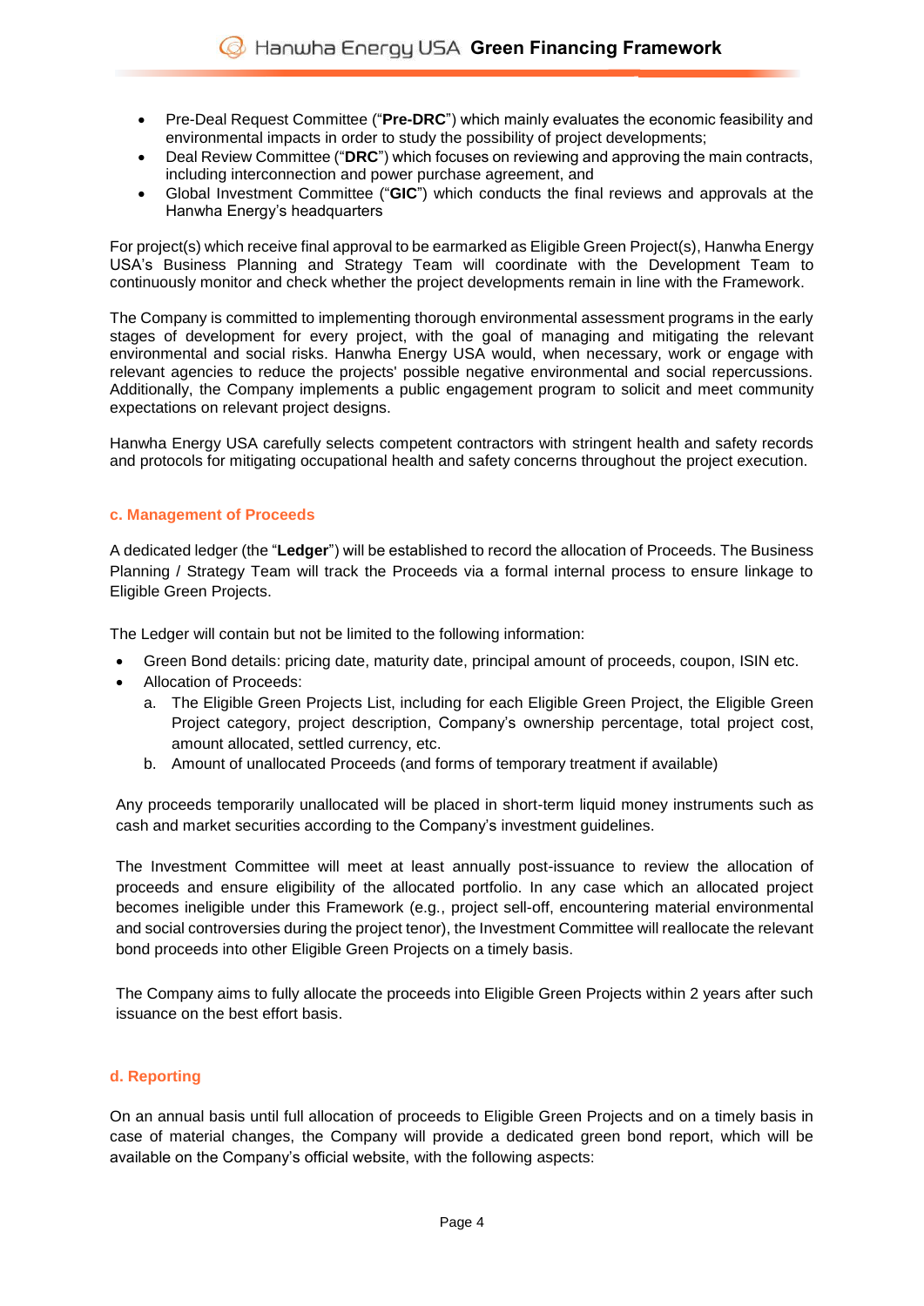- Pre-Deal Request Committee ("**Pre-DRC**") which mainly evaluates the economic feasibility and environmental impacts in order to study the possibility of project developments;
- Deal Review Committee ("**DRC**") which focuses on reviewing and approving the main contracts, including interconnection and power purchase agreement, and
- Global Investment Committee ("**GIC**") which conducts the final reviews and approvals at the Hanwha Energy's headquarters

For project(s) which receive final approval to be earmarked as Eligible Green Project(s), Hanwha Energy USA's Business Planning and Strategy Team will coordinate with the Development Team to continuously monitor and check whether the project developments remain in line with the Framework.

The Company is committed to implementing thorough environmental assessment programs in the early stages of development for every project, with the goal of managing and mitigating the relevant environmental and social risks. Hanwha Energy USA would, when necessary, work or engage with relevant agencies to reduce the projects' possible negative environmental and social repercussions. Additionally, the Company implements a public engagement program to solicit and meet community expectations on relevant project designs.

Hanwha Energy USA carefully selects competent contractors with stringent health and safety records and protocols for mitigating occupational health and safety concerns throughout the project execution.

### c. Management of Proceeds

A dedicated ledger (the "**Ledger**") will be established to record the allocation of Proceeds. The Business Planning / Strategy Team will track the Proceeds via a formal internal process to ensure linkage to Eligible Green Projects.

The Ledger will contain but not be limited to the following information:

- Green Bond details: pricing date, maturity date, principal amount of proceeds, coupon, ISIN etc.
- Allocation of Proceeds:
  a. The Eligible Green Projects List, including for each Eligible Green Project, the Eligible Green Project category, project description, Company's ownership percentage, total project cost, amount allocated, settled currency, etc.
  b. Amount of unallocated Proceeds (and forms of temporary treatment if available)

Any proceeds temporarily unallocated will be placed in short-term liquid money instruments such as cash and market securities according to the Company's investment guidelines.

The Investment Committee will meet at least annually post-issuance to review the allocation of proceeds and ensure eligibility of the allocated portfolio. In any case which an allocated project becomes ineligible under this Framework (e.g., project sell-off, encountering material environmental and social controversies during the project tenor), the Investment Committee will reallocate the relevant bond proceeds into other Eligible Green Projects on a timely basis.

The Company aims to fully allocate the proceeds into Eligible Green Projects within 2 years after such issuance on the best effort basis.

### d. Reporting

On an annual basis until full allocation of proceeds to Eligible Green Projects and on a timely basis in case of material changes, the Company will provide a dedicated green bond report, which will be available on the Company's official website, with the following aspects: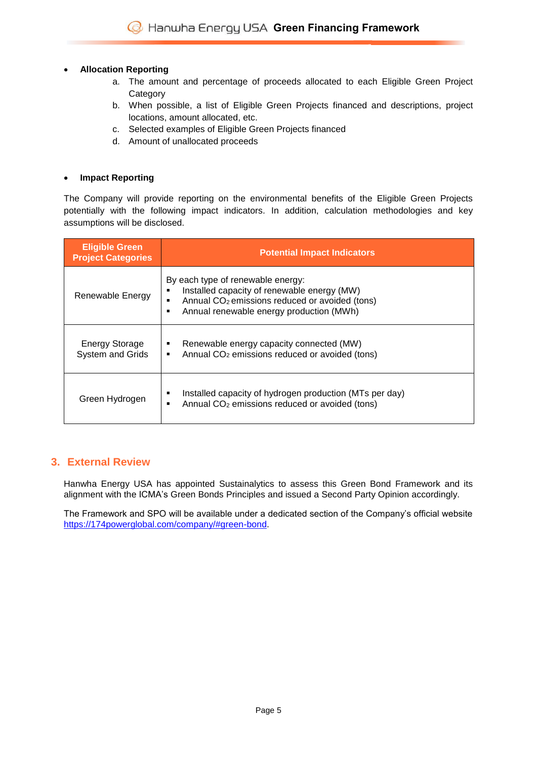- **Allocation Reporting**
    a. The amount and percentage of proceeds allocated to each Eligible Green Project Category
    b. When possible, a list of Eligible Green Projects financed and descriptions, project locations, amount allocated, etc.
    c. Selected examples of Eligible Green Projects financed
    d. Amount of unallocated proceeds

- **Impact Reporting**

The Company will provide reporting on the environmental benefits of the Eligible Green Projects potentially with the following impact indicators. In addition, calculation methodologies and key assumptions will be disclosed.

| Eligible Green Project Categories | Potential Impact Indicators |
| --- | --- |
| Renewable Energy | By each type of renewable energy:<br>▪ Installed capacity of renewable energy (MW)<br>▪ Annual $CO_2$ emissions reduced or avoided (tons)<br>▪ Annual renewable energy production (MWh) |
| Energy Storage System and Grids | ▪ Renewable energy capacity connected (MW)<br>▪ Annual $CO_2$ emissions reduced or avoided (tons) |
| Green Hydrogen | ▪ Installed capacity of hydrogen production (MTs per day)<br>▪ Annual $CO_2$ emissions reduced or avoided (tons) |

## 3. External Review

Hanwha Energy USA has appointed Sustainalytics to assess this Green Bond Framework and its alignment with the ICMA's Green Bonds Principles and issued a Second Party Opinion accordingly.

The Framework and SPO will be available under a dedicated section of the Company's official website https://174powerglobal.com/company/#green-bond.